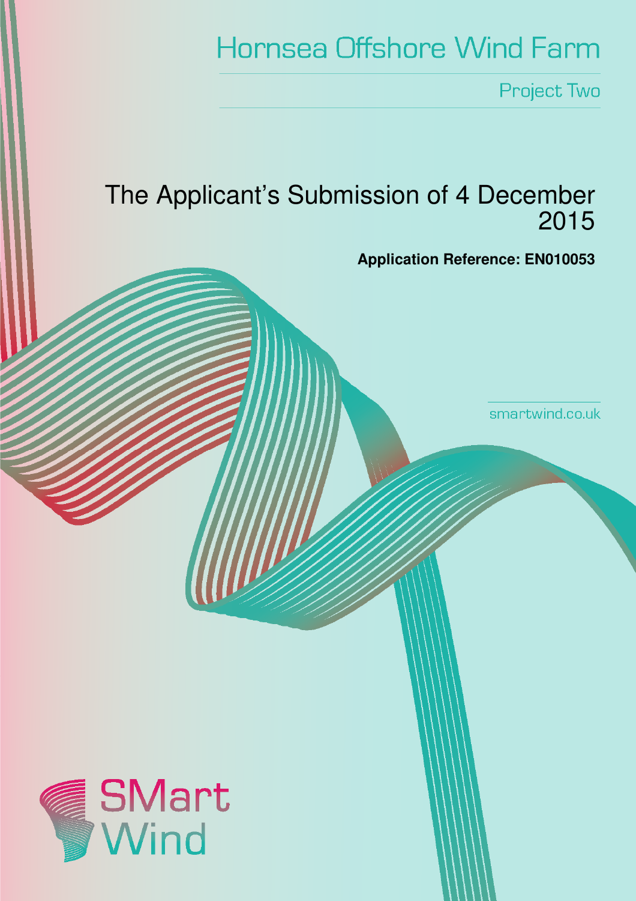# Hornsea Offshore Wind Farm

## Project Two

# The Applicant's Submission of 4 December 2015

**Application Reference: EN010053**

smartwind.co.uk

SMart Wind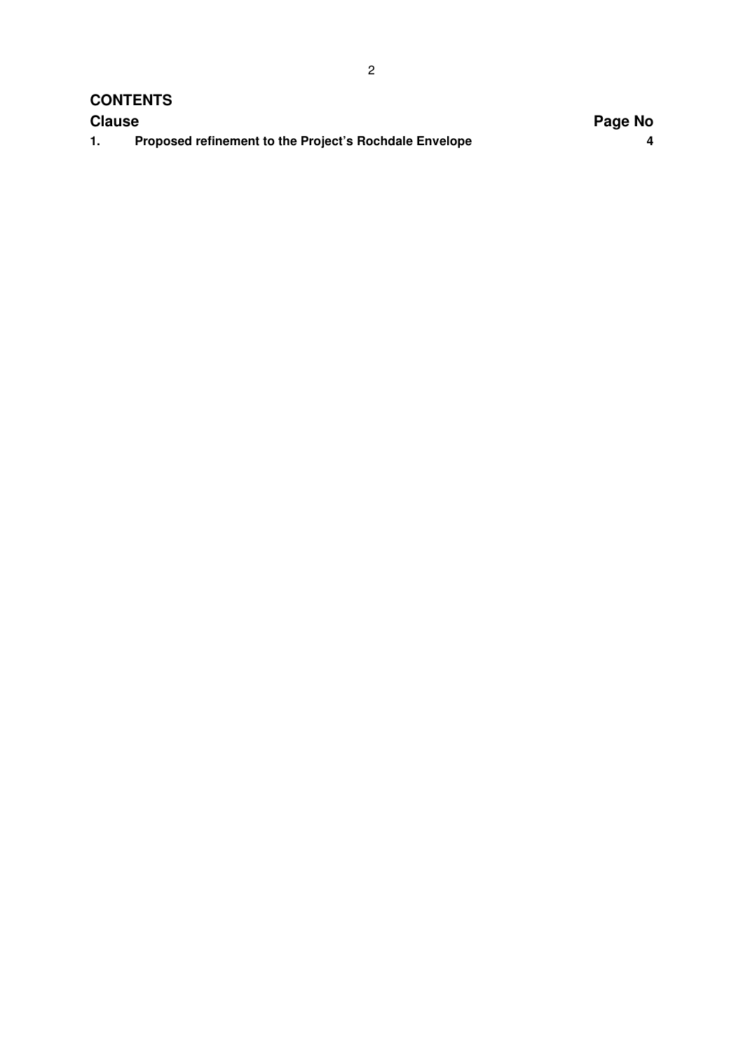## CONTENTS

| Clause | | Page No |
|---|---|---|
| **1.** | **Proposed refinement to the Project's Rochdale Envelope** | **4** |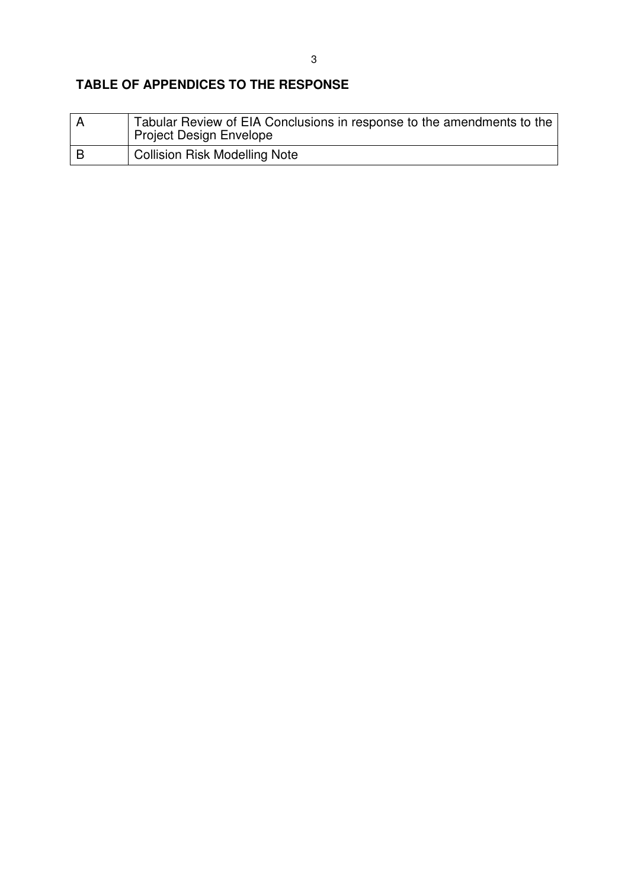**TABLE OF APPENDICES TO THE RESPONSE**

| | |
|---|---|
| A | Tabular Review of EIA Conclusions in response to the amendments to the Project Design Envelope |
| B | Collision Risk Modelling Note |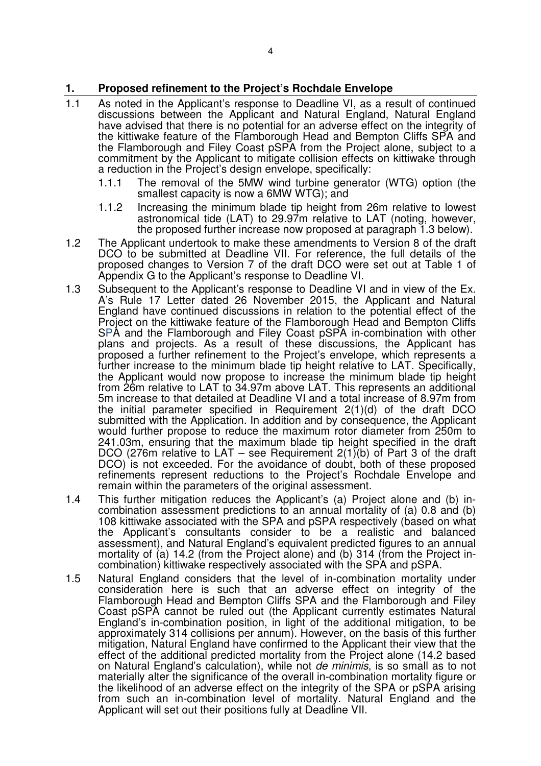## 1. Proposed refinement to the Project's Rochdale Envelope

1.1 As noted in the Applicant's response to Deadline VI, as a result of continued discussions between the Applicant and Natural England, Natural England have advised that there is no potential for an adverse effect on the integrity of the kittiwake feature of the Flamborough Head and Bempton Cliffs SPA and the Flamborough and Filey Coast pSPA from the Project alone, subject to a commitment by the Applicant to mitigate collision effects on kittiwake through a reduction in the Project's design envelope, specifically:

1.1.1 The removal of the 5MW wind turbine generator (WTG) option (the smallest capacity is now a 6MW WTG); and

1.1.2 Increasing the minimum blade tip height from 26m relative to lowest astronomical tide (LAT) to 29.97m relative to LAT (noting, however, the proposed further increase now proposed at paragraph 1.3 below).

1.2 The Applicant undertook to make these amendments to Version 8 of the draft DCO to be submitted at Deadline VII. For reference, the full details of the proposed changes to Version 7 of the draft DCO were set out at Table 1 of Appendix G to the Applicant's response to Deadline VI.

1.3 Subsequent to the Applicant's response to Deadline VI and in view of the Ex. A's Rule 17 Letter dated 26 November 2015, the Applicant and Natural England have continued discussions in relation to the potential effect of the Project on the kittiwake feature of the Flamborough Head and Bempton Cliffs SPA and the Flamborough and Filey Coast pSPA in-combination with other plans and projects. As a result of these discussions, the Applicant has proposed a further refinement to the Project's envelope, which represents a further increase to the minimum blade tip height relative to LAT. Specifically, the Applicant would now propose to increase the minimum blade tip height from 26m relative to LAT to 34.97m above LAT. This represents an additional 5m increase to that detailed at Deadline VI and a total increase of 8.97m from the initial parameter specified in Requirement 2(1)(d) of the draft DCO submitted with the Application. In addition and by consequence, the Applicant would further propose to reduce the maximum rotor diameter from 250m to 241.03m, ensuring that the maximum blade tip height specified in the draft DCO (276m relative to LAT – see Requirement 2(1)(b) of Part 3 of the draft DCO) is not exceeded. For the avoidance of doubt, both of these proposed refinements represent reductions to the Project's Rochdale Envelope and remain within the parameters of the original assessment.

1.4 This further mitigation reduces the Applicant's (a) Project alone and (b) in-combination assessment predictions to an annual mortality of (a) 0.8 and (b) 108 kittiwake associated with the SPA and pSPA respectively (based on what the Applicant's consultants consider to be a realistic and balanced assessment), and Natural England's equivalent predicted figures to an annual mortality of (a) 14.2 (from the Project alone) and (b) 314 (from the Project in-combination) kittiwake respectively associated with the SPA and pSPA.

1.5 Natural England considers that the level of in-combination mortality under consideration here is such that an adverse effect on integrity of the Flamborough Head and Bempton Cliffs SPA and the Flamborough and Filey Coast pSPA cannot be ruled out (the Applicant currently estimates Natural England's in-combination position, in light of the additional mitigation, to be approximately 314 collisions per annum). However, on the basis of this further mitigation, Natural England have confirmed to the Applicant their view that the effect of the additional predicted mortality from the Project alone (14.2 based on Natural England's calculation), while not *de minimis*, is so small as to not materially alter the significance of the overall in-combination mortality figure or the likelihood of an adverse effect on the integrity of the SPA or pSPA arising from such an in-combination level of mortality. Natural England and the Applicant will set out their positions fully at Deadline VII.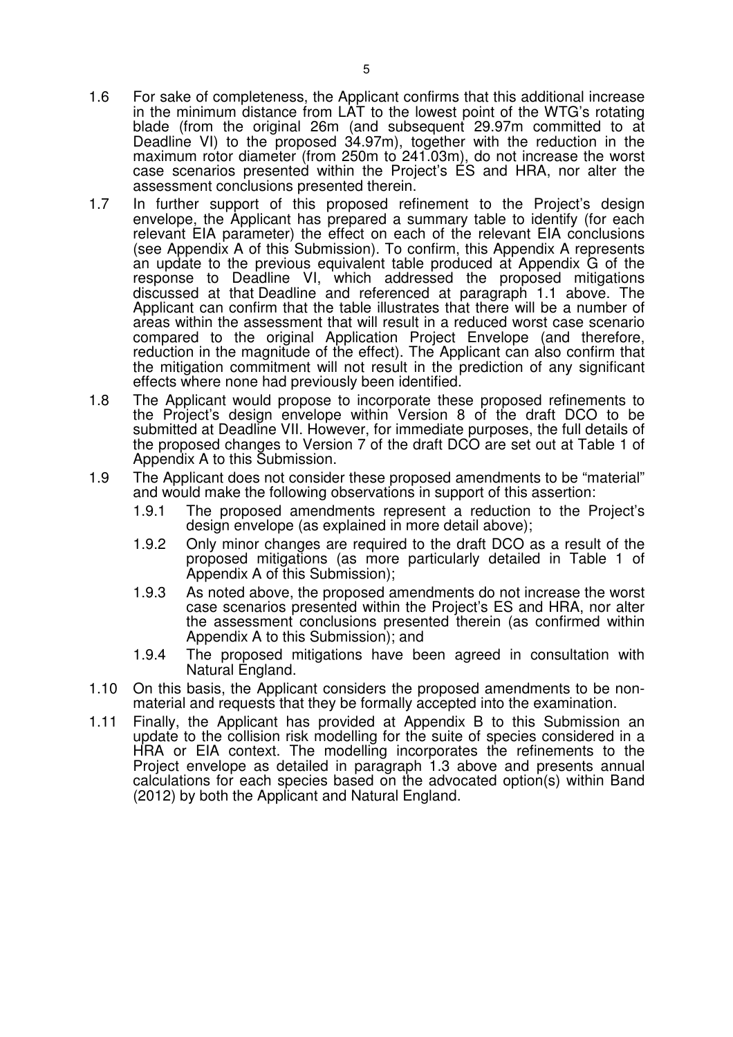1.6 For sake of completeness, the Applicant confirms that this additional increase in the minimum distance from LAT to the lowest point of the WTG's rotating blade (from the original 26m (and subsequent 29.97m committed to at Deadline VI) to the proposed 34.97m), together with the reduction in the maximum rotor diameter (from 250m to 241.03m), do not increase the worst case scenarios presented within the Project's ES and HRA, nor alter the assessment conclusions presented therein.

1.7 In further support of this proposed refinement to the Project's design envelope, the Applicant has prepared a summary table to identify (for each relevant EIA parameter) the effect on each of the relevant EIA conclusions (see Appendix A of this Submission). To confirm, this Appendix A represents an update to the previous equivalent table produced at Appendix G of the response to Deadline VI, which addressed the proposed mitigations discussed at that Deadline and referenced at paragraph 1.1 above. The Applicant can confirm that the table illustrates that there will be a number of areas within the assessment that will result in a reduced worst case scenario compared to the original Application Project Envelope (and therefore, reduction in the magnitude of the effect). The Applicant can also confirm that the mitigation commitment will not result in the prediction of any significant effects where none had previously been identified.

1.8 The Applicant would propose to incorporate these proposed refinements to the Project's design envelope within Version 8 of the draft DCO to be submitted at Deadline VII. However, for immediate purposes, the full details of the proposed changes to Version 7 of the draft DCO are set out at Table 1 of Appendix A to this Submission.

1.9 The Applicant does not consider these proposed amendments to be "material" and would make the following observations in support of this assertion:

1.9.1 The proposed amendments represent a reduction to the Project's design envelope (as explained in more detail above);

1.9.2 Only minor changes are required to the draft DCO as a result of the proposed mitigations (as more particularly detailed in Table 1 of Appendix A of this Submission);

1.9.3 As noted above, the proposed amendments do not increase the worst case scenarios presented within the Project's ES and HRA, nor alter the assessment conclusions presented therein (as confirmed within Appendix A to this Submission); and

1.9.4 The proposed mitigations have been agreed in consultation with Natural England.

1.10 On this basis, the Applicant considers the proposed amendments to be non-material and requests that they be formally accepted into the examination.

1.11 Finally, the Applicant has provided at Appendix B to this Submission an update to the collision risk modelling for the suite of species considered in a HRA or EIA context. The modelling incorporates the refinements to the Project envelope as detailed in paragraph 1.3 above and presents annual calculations for each species based on the advocated option(s) within Band (2012) by both the Applicant and Natural England.